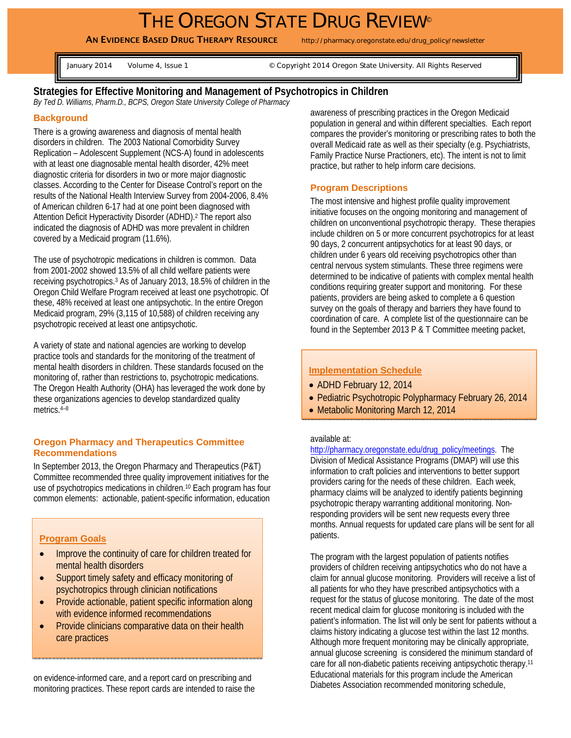# THE OREGON STATE DRUG REVIEW©

**AN EVIDENCE BASED DRUG THERAPY RESOURCE** http://pharmacy.oregonstate.edu/drug_policy/newsletter

January 2014 Volume 4, Issue 1 © Copyright 2014 Oregon State University. All Rights Reserved

## Strategies for Effective Monitoring and Management of Psychotropics in Children

*By Ted D. Williams, Pharm.D., BCPS, Oregon State University College of Pharmacy*

### Background

There is a growing awareness and diagnosis of mental health disorders in children. The 2003 National Comorbidity Survey Replication – Adolescent Supplement (NCS-A) found in adolescents with at least one diagnosable mental health disorder, 42% meet diagnostic criteria for disorders in two or more major diagnostic classes. According to the Center for Disease Control's report on the results of the National Health Interview Survey from 2004-2006, 8.4% of American children 6-17 had at one point been diagnosed with Attention Deficit Hyperactivity Disorder (ADHD).[2] The report also indicated the diagnosis of ADHD was more prevalent in children covered by a Medicaid program (11.6%).

The use of psychotropic medications in children is common. Data from 2001-2002 showed 13.5% of all child welfare patients were receiving psychotropics.[3] As of January 2013, 18.5% of children in the Oregon Child Welfare Program received at least one psychotropic. Of these, 48% received at least one antipsychotic. In the entire Oregon Medicaid program, 29% (3,115 of 10,588) of children receiving any psychotropic received at least one antipsychotic.

A variety of state and national agencies are working to develop practice tools and standards for the monitoring of the treatment of mental health disorders in children. These standards focused on the monitoring of, rather than restrictions to, psychotropic medications. The Oregon Health Authority (OHA) has leveraged the work done by these organizations agencies to develop standardized quality metrics.[4–8]

### Oregon Pharmacy and Therapeutics Committee Recommendations

In September 2013, the Oregon Pharmacy and Therapeutics (P&T) Committee recommended three quality improvement initiatives for the use of psychotropics medications in children.[10] Each program has four common elements: actionable, patient-specific information, education on evidence-informed care, and a report card on prescribing and monitoring practices. These report cards are intended to raise the awareness of prescribing practices in the Oregon Medicaid population in general and within different specialties. Each report compares the provider's monitoring or prescribing rates to both the overall Medicaid rate as well as their specialty (e.g. Psychiatrists, Family Practice Nurse Practioners, etc). The intent is not to limit practice, but rather to help inform care decisions.

> **Program Goals**
>
> - Improve the continuity of care for children treated for mental health disorders
> - Support timely safety and efficacy monitoring of psychotropics through clinician notifications
> - Provide actionable, patient specific information along with evidence informed recommendations
> - Provide clinicians comparative data on their health care practices

### Program Descriptions

The most intensive and highest profile quality improvement initiative focuses on the ongoing monitoring and management of children on unconventional psychotropic therapy. These therapies include children on 5 or more concurrent psychotropics for at least 90 days, 2 concurrent antipsychotics for at least 90 days, or children under 6 years old receiving psychotropics other than central nervous system stimulants. These three regimens were determined to be indicative of patients with complex mental health conditions requiring greater support and monitoring. For these patients, providers are being asked to complete a 6 question survey on the goals of therapy and barriers they have found to coordination of care. A complete list of the questionnaire can be found in the September 2013 P & T Committee meeting packet, available at: http://pharmacy.oregonstate.edu/drug_policy/meetings. The Division of Medical Assistance Programs (DMAP) will use this information to craft policies and interventions to better support providers caring for the needs of these children. Each week, pharmacy claims will be analyzed to identify patients beginning psychotropic therapy warranting additional monitoring. Non-responding providers will be sent new requests every three months. Annual requests for updated care plans will be sent for all patients.

> **Implementation Schedule**
>
> - ADHD February 12, 2014
> - Pediatric Psychotropic Polypharmacy February 26, 2014
> - Metabolic Monitoring March 12, 2014

The program with the largest population of patients notifies providers of children receiving antipsychotics who do not have a claim for annual glucose monitoring. Providers will receive a list of all patients for who they have prescribed antipsychotics with a request for the status of glucose monitoring. The date of the most recent medical claim for glucose monitoring is included with the patient's information. The list will only be sent for patients without a claims history indicating a glucose test within the last 12 months. Although more frequent monitoring may be clinically appropriate, annual glucose screening is considered the minimum standard of care for all non-diabetic patients receiving antipsychotic therapy.[11] Educational materials for this program include the American Diabetes Association recommended monitoring schedule,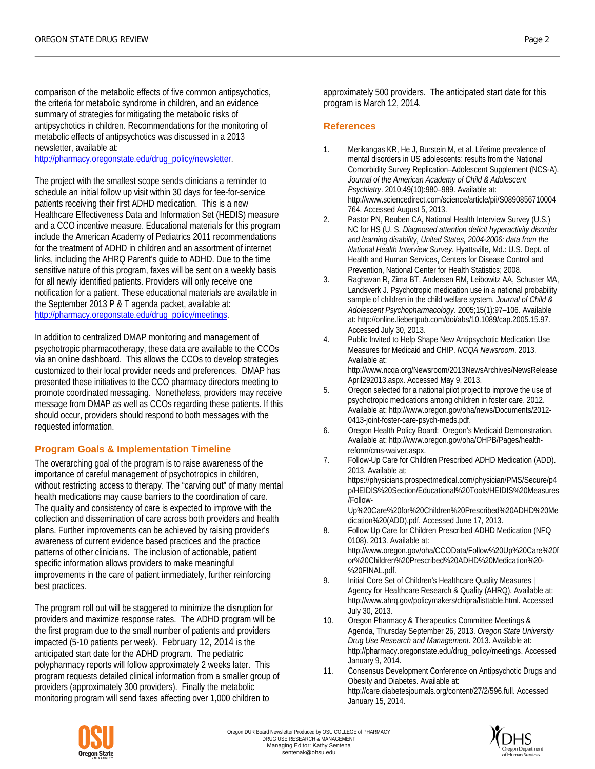comparison of the metabolic effects of five common antipsychotics, the criteria for metabolic syndrome in children, and an evidence summary of strategies for mitigating the metabolic risks of antipsychotics in children. Recommendations for the monitoring of metabolic effects of antipsychotics was discussed in a 2013 newsletter, available at: http://pharmacy.oregonstate.edu/drug_policy/newsletter.

The project with the smallest scope sends clinicians a reminder to schedule an initial follow up visit within 30 days for fee-for-service patients receiving their first ADHD medication. This is a new Healthcare Effectiveness Data and Information Set (HEDIS) measure and a CCO incentive measure. Educational materials for this program include the American Academy of Pediatrics 2011 recommendations for the treatment of ADHD in children and an assortment of internet links, including the AHRQ Parent's guide to ADHD. Due to the time sensitive nature of this program, faxes will be sent on a weekly basis for all newly identified patients. Providers will only receive one notification for a patient. These educational materials are available in the September 2013 P & T agenda packet, available at: http://pharmacy.oregonstate.edu/drug_policy/meetings.

In addition to centralized DMAP monitoring and management of psychotropic pharmacotherapy, these data are available to the CCOs via an online dashboard. This allows the CCOs to develop strategies customized to their local provider needs and preferences. DMAP has presented these initiatives to the CCO pharmacy directors meeting to promote coordinated messaging. Nonetheless, providers may receive message from DMAP as well as CCOs regarding these patients. If this should occur, providers should respond to both messages with the requested information.

## Program Goals & Implementation Timeline

The overarching goal of the program is to raise awareness of the importance of careful management of psychotropics in children, without restricting access to therapy. The "carving out" of many mental health medications may cause barriers to the coordination of care. The quality and consistency of care is expected to improve with the collection and dissemination of data across both providers and health plans. Further improvements can be achieved by raising provider's awareness of current evidence based practices and the practice patterns of other clinicians. The inclusion of actionable, patient specific information allows providers to make meaningful improvements in the care of patient immediately, further reinforcing best practices.

The program roll out will be staggered to minimize the disruption for providers and maximize response rates. The ADHD program will be the first program due to the small number of patients and providers impacted (5-10 patients per week). February 12, 2014 is the anticipated start date for the ADHD program. The pediatric polypharmacy reports will follow approximately 2 weeks later. This program requests detailed clinical information from a smaller group of providers (approximately 300 providers). Finally the metabolic monitoring program will send faxes affecting over 1,000 children to approximately 500 providers. The anticipated start date for this program is March 12, 2014.

## References

1. Merikangas KR, He J, Burstein M, et al. Lifetime prevalence of mental disorders in US adolescents: results from the National Comorbidity Survey Replication–Adolescent Supplement (NCS-A). *Journal of the American Academy of Child & Adolescent Psychiatry*. 2010;49(10):980–989. Available at: http://www.sciencedirect.com/science/article/pii/S0890856710004764. Accessed August 5, 2013.
2. Pastor PN, Reuben CA, National Health Interview Survey (U.S.) NC for HS (U. S. *Diagnosed attention deficit hyperactivity disorder and learning disability, United States, 2004-2006: data from the National Health Interview Survey*. Hyattsville, Md.: U.S. Dept. of Health and Human Services, Centers for Disease Control and Prevention, National Center for Health Statistics; 2008.
3. Raghavan R, Zima BT, Andersen RM, Leibowitz AA, Schuster MA, Landsverk J. Psychotropic medication use in a national probability sample of children in the child welfare system. *Journal of Child & Adolescent Psychopharmacology*. 2005;15(1):97–106. Available at: http://online.liebertpub.com/doi/abs/10.1089/cap.2005.15.97. Accessed July 30, 2013.
4. Public Invited to Help Shape New Antipsychotic Medication Use Measures for Medicaid and CHIP. *NCQA Newsroom*. 2013. Available at: http://www.ncqa.org/Newsroom/2013NewsArchives/NewsReleaseApril292013.aspx. Accessed May 9, 2013.
5. Oregon selected for a national pilot project to improve the use of psychotropic medications among children in foster care. 2012. Available at: http://www.oregon.gov/oha/news/Documents/2012-0413-joint-foster-care-psych-meds.pdf.
6. Oregon Health Policy Board: Oregon's Medicaid Demonstration. Available at: http://www.oregon.gov/oha/OHPB/Pages/health-reform/cms-waiver.aspx.
7. Follow-Up Care for Children Prescribed ADHD Medication (ADD). 2013. Available at: https://physicians.prospectmedical.com/physician/PMS/Secure/p4p/HEIDIS%20Section/Educational%20Tools/HEIDIS%20Measures/Follow-Up%20Care%20for%20Children%20Prescribed%20ADHD%20Medication%20(ADD).pdf. Accessed June 17, 2013.
8. Follow Up Care for Children Prescribed ADHD Medication (NFQ 0108). 2013. Available at: http://www.oregon.gov/oha/CCOData/Follow%20Up%20Care%20for%20Children%20Prescribed%20ADHD%20Medication%20-%20FINAL.pdf.
9. Initial Core Set of Children's Healthcare Quality Measures | Agency for Healthcare Research & Quality (AHRQ). Available at: http://www.ahrq.gov/policymakers/chipra/listtable.html. Accessed July 30, 2013.
10. Oregon Pharmacy & Therapeutics Committee Meetings & Agenda, Thursday September 26, 2013. *Oregon State University Drug Use Research and Management*. 2013. Available at: http://pharmacy.oregonstate.edu/drug_policy/meetings. Accessed January 9, 2014.
11. Consensus Development Conference on Antipsychotic Drugs and Obesity and Diabetes. Available at: http://care.diabetesjournals.org/content/27/2/596.full. Accessed January 15, 2014.

Oregon DUR Board Newsletter Produced by OSU COLLEGE of PHARMACY
DRUG USE RESEARCH & MANAGEMENT
Managing Editor: Kathy Sentena
sentenak@ohsu.edu